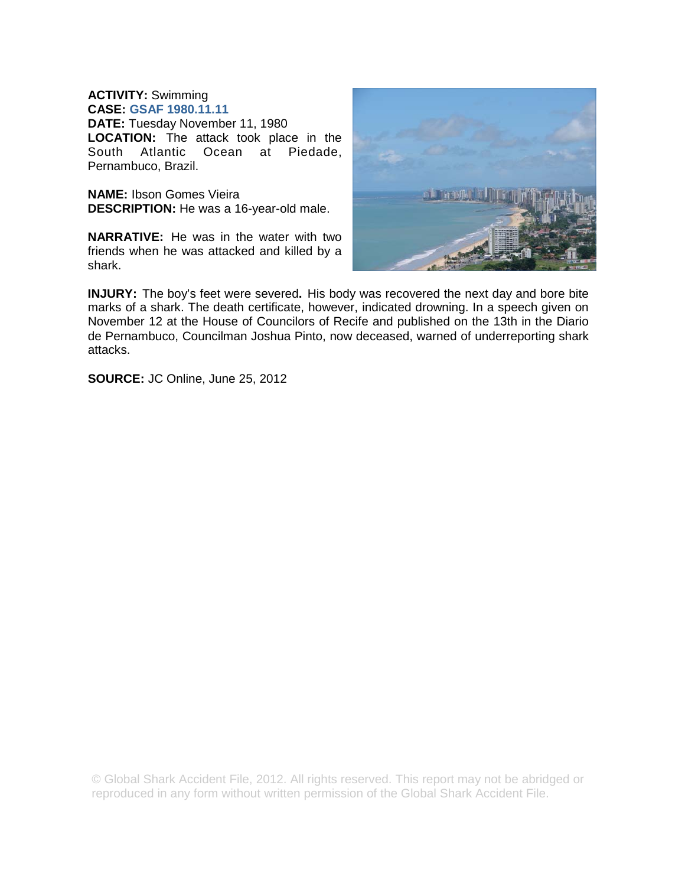**ACTIVITY:** Swimming
**CASE:** **GSAF 1980.11.11**
**DATE:** Tuesday November 11, 1980
**LOCATION:** The attack took place in the South Atlantic Ocean at Piedade, Pernambuco, Brazil.

**NAME:** Ibson Gomes Vieira
**DESCRIPTION:** He was a 16-year-old male.

**NARRATIVE:** He was in the water with two friends when he was attacked and killed by a shark.

**INJURY:** The boy's feet were severed**.** His body was recovered the next day and bore bite marks of a shark. The death certificate, however, indicated drowning. In a speech given on November 12 at the House of Councilors of Recife and published on the 13th in the Diario de Pernambuco, Councilman Joshua Pinto, now deceased, warned of underreporting shark attacks.

**SOURCE:** JC Online, June 25, 2012

© Global Shark Accident File, 2012. All rights reserved. This report may not be abridged or reproduced in any form without written permission of the Global Shark Accident File.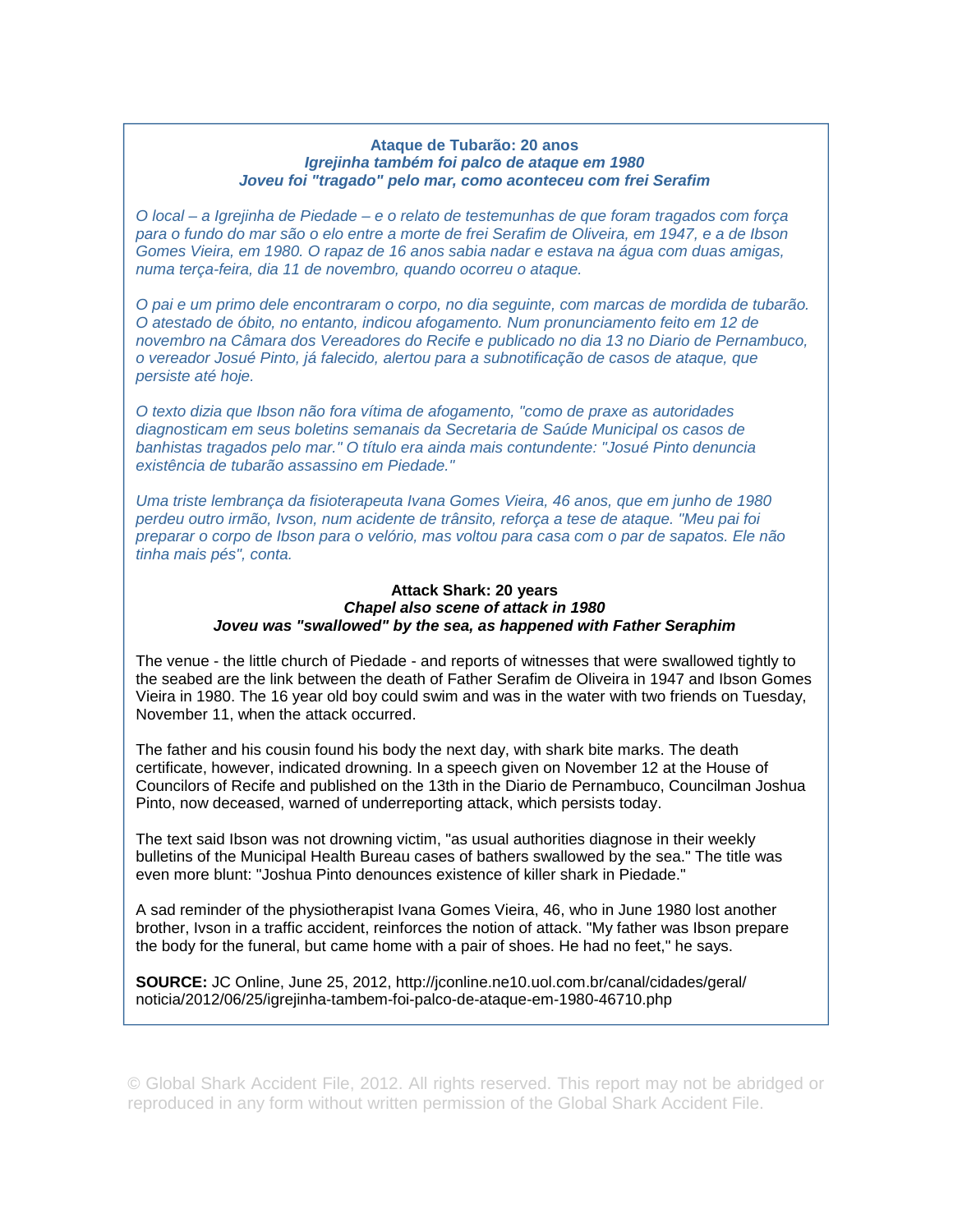**Ataque de Tubarão: 20 anos**
***Igrejinha também foi palco de ataque em 1980***
***Joveu foi "tragado" pelo mar, como aconteceu com frei Serafim***

*O local – a Igrejinha de Piedade – e o relato de testemunhas de que foram tragados com força para o fundo do mar são o elo entre a morte de frei Serafim de Oliveira, em 1947, e a de Ibson Gomes Vieira, em 1980. O rapaz de 16 anos sabia nadar e estava na água com duas amigas, numa terça-feira, dia 11 de novembro, quando ocorreu o ataque.*

*O pai e um primo dele encontraram o corpo, no dia seguinte, com marcas de mordida de tubarão. O atestado de óbito, no entanto, indicou afogamento. Num pronunciamento feito em 12 de novembro na Câmara dos Vereadores do Recife e publicado no dia 13 no Diario de Pernambuco, o vereador Josué Pinto, já falecido, alertou para a subnotificação de casos de ataque, que persiste até hoje.*

*O texto dizia que Ibson não fora vítima de afogamento, "como de praxe as autoridades diagnosticam em seus boletins semanais da Secretaria de Saúde Municipal os casos de banhistas tragados pelo mar." O título era ainda mais contundente: "Josué Pinto denuncia existência de tubarão assassino em Piedade."*

*Uma triste lembrança da fisioterapeuta Ivana Gomes Vieira, 46 anos, que em junho de 1980 perdeu outro irmão, Ivson, num acidente de trânsito, reforça a tese de ataque. "Meu pai foi preparar o corpo de Ibson para o velório, mas voltou para casa com o par de sapatos. Ele não tinha mais pés", conta.*

**Attack Shark: 20 years**
***Chapel also scene of attack in 1980***
***Joveu was "swallowed" by the sea, as happened with Father Seraphim***

The venue - the little church of Piedade - and reports of witnesses that were swallowed tightly to the seabed are the link between the death of Father Serafim de Oliveira in 1947 and Ibson Gomes Vieira in 1980. The 16 year old boy could swim and was in the water with two friends on Tuesday, November 11, when the attack occurred.

The father and his cousin found his body the next day, with shark bite marks. The death certificate, however, indicated drowning. In a speech given on November 12 at the House of Councilors of Recife and published on the 13th in the Diario de Pernambuco, Councilman Joshua Pinto, now deceased, warned of underreporting attack, which persists today.

The text said Ibson was not drowning victim, "as usual authorities diagnose in their weekly bulletins of the Municipal Health Bureau cases of bathers swallowed by the sea." The title was even more blunt: "Joshua Pinto denounces existence of killer shark in Piedade."

A sad reminder of the physiotherapist Ivana Gomes Vieira, 46, who in June 1980 lost another brother, Ivson in a traffic accident, reinforces the notion of attack. "My father was Ibson prepare the body for the funeral, but came home with a pair of shoes. He had no feet," he says.

**SOURCE:** JC Online, June 25, 2012, http://jconline.ne10.uol.com.br/canal/cidades/geral/noticia/2012/06/25/igrejinha-tambem-foi-palco-de-ataque-em-1980-46710.php

© Global Shark Accident File, 2012. All rights reserved. This report may not be abridged or reproduced in any form without written permission of the Global Shark Accident File.